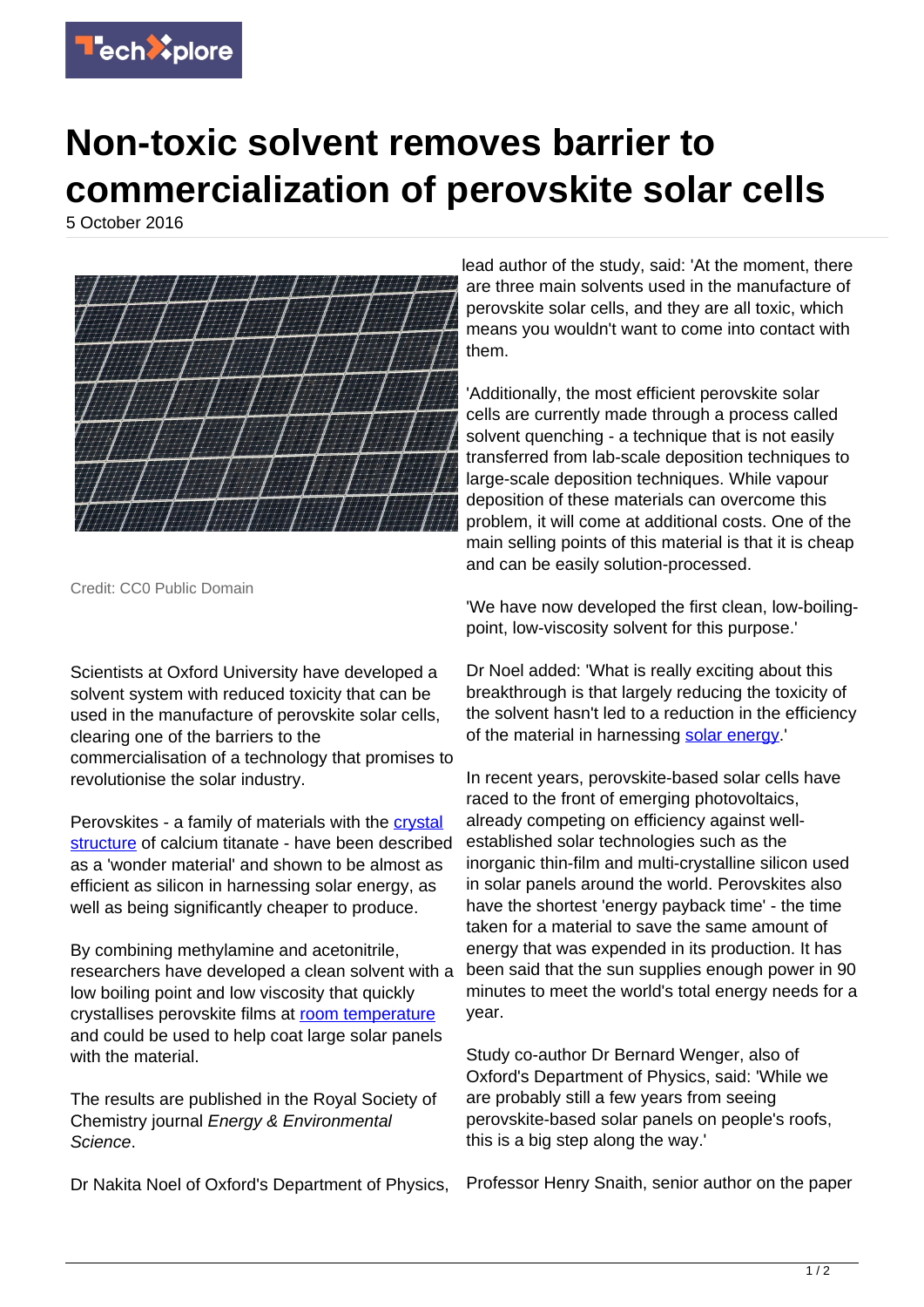# Non-toxic solvent removes barrier to commercialization of perovskite solar cells

5 October 2016

Credit: CC0 Public Domain

Scientists at Oxford University have developed a solvent system with reduced toxicity that can be used in the manufacture of perovskite solar cells, clearing one of the barriers to the commercialisation of a technology that promises to revolutionise the solar industry.

Perovskites - a family of materials with the crystal structure of calcium titanate - have been described as a 'wonder material' and shown to be almost as efficient as silicon in harnessing solar energy, as well as being significantly cheaper to produce.

By combining methylamine and acetonitrile, researchers have developed a clean solvent with a low boiling point and low viscosity that quickly crystallises perovskite films at room temperature and could be used to help coat large solar panels with the material.

The results are published in the Royal Society of Chemistry journal *Energy & Environmental Science*.

Dr Nakita Noel of Oxford's Department of Physics, lead author of the study, said: 'At the moment, there are three main solvents used in the manufacture of perovskite solar cells, and they are all toxic, which means you wouldn't want to come into contact with them.

'Additionally, the most efficient perovskite solar cells are currently made through a process called solvent quenching - a technique that is not easily transferred from lab-scale deposition techniques to large-scale deposition techniques. While vapour deposition of these materials can overcome this problem, it will come at additional costs. One of the main selling points of this material is that it is cheap and can be easily solution-processed.

'We have now developed the first clean, low-boiling-point, low-viscosity solvent for this purpose.'

Dr Noel added: 'What is really exciting about this breakthrough is that largely reducing the toxicity of the solvent hasn't led to a reduction in the efficiency of the material in harnessing solar energy.'

In recent years, perovskite-based solar cells have raced to the front of emerging photovoltaics, already competing on efficiency against well-established solar technologies such as the inorganic thin-film and multi-crystalline silicon used in solar panels around the world. Perovskites also have the shortest 'energy payback time' - the time taken for a material to save the same amount of energy that was expended in its production. It has been said that the sun supplies enough power in 90 minutes to meet the world's total energy needs for a year.

Study co-author Dr Bernard Wenger, also of Oxford's Department of Physics, said: 'While we are probably still a few years from seeing perovskite-based solar panels on people's roofs, this is a big step along the way.'

Professor Henry Snaith, senior author on the paper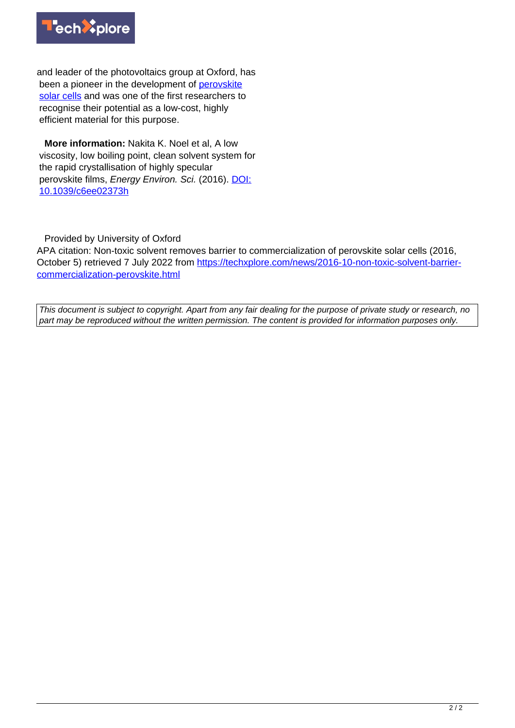and leader of the photovoltaics group at Oxford, has been a pioneer in the development of perovskite solar cells and was one of the first researchers to recognise their potential as a low-cost, highly efficient material for this purpose.

**More information:** Nakita K. Noel et al, A low viscosity, low boiling point, clean solvent system for the rapid crystallisation of highly specular perovskite films, *Energy Environ. Sci.* (2016). DOI: 10.1039/c6ee02373h

Provided by University of Oxford

APA citation: Non-toxic solvent removes barrier to commercialization of perovskite solar cells (2016, October 5) retrieved 7 July 2022 from https://techxplore.com/news/2016-10-non-toxic-solvent-barrier-commercialization-perovskite.html

*This document is subject to copyright. Apart from any fair dealing for the purpose of private study or research, no part may be reproduced without the written permission. The content is provided for information purposes only.*